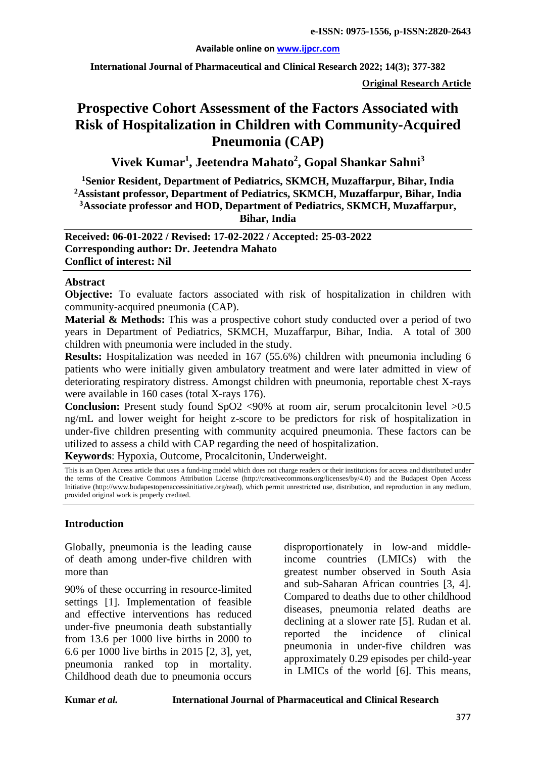Available online on www.ijpcr.com

**Original Research Article**

# Prospective Cohort Assessment of the Factors Associated with Risk of Hospitalization in Children with Community-Acquired Pneumonia (CAP)

**Vivek Kumar[1], Jeetendra Mahato[2], Gopal Shankar Sahni[3]**

[1]Senior Resident, Department of Pediatrics, SKMCH, Muzaffarpur, Bihar, India
[2]Assistant professor, Department of Pediatrics, SKMCH, Muzaffarpur, Bihar, India
[3]Associate professor and HOD, Department of Pediatrics, SKMCH, Muzaffarpur, Bihar, India

**Received: 06-01-2022 / Revised: 17-02-2022 / Accepted: 25-03-2022**
**Corresponding author: Dr. Jeetendra Mahato**
**Conflict of interest: Nil**

## Abstract

**Objective:** To evaluate factors associated with risk of hospitalization in children with community-acquired pneumonia (CAP).

**Material & Methods:** This was a prospective cohort study conducted over a period of two years in Department of Pediatrics, SKMCH, Muzaffarpur, Bihar, India. A total of 300 children with pneumonia were included in the study.

**Results:** Hospitalization was needed in 167 (55.6%) children with pneumonia including 6 patients who were initially given ambulatory treatment and were later admitted in view of deteriorating respiratory distress. Amongst children with pneumonia, reportable chest X-rays were available in 160 cases (total X-rays 176).

**Conclusion:** Present study found SpO2 <90% at room air, serum procalcitonin level >0.5 ng/mL and lower weight for height z-score to be predictors for risk of hospitalization in under-five children presenting with community acquired pneumonia. These factors can be utilized to assess a child with CAP regarding the need of hospitalization.

**Keywords**: Hypoxia, Outcome, Procalcitonin, Underweight.

This is an Open Access article that uses a fund-ing model which does not charge readers or their institutions for access and distributed under the terms of the Creative Commons Attribution License (http://creativecommons.org/licenses/by/4.0) and the Budapest Open Access Initiative (http://www.budapestopenaccessinitiative.org/read), which permit unrestricted use, distribution, and reproduction in any medium, provided original work is properly credited.

## Introduction

Globally, pneumonia is the leading cause of death among under-five children with more than 90% of these occurring in resource-limited settings [1]. Implementation of feasible and effective interventions has reduced under-five pneumonia death substantially from 13.6 per 1000 live births in 2000 to 6.6 per 1000 live births in 2015 [2, 3], yet, pneumonia ranked top in mortality. Childhood death due to pneumonia occurs disproportionately in low-and middle-income countries (LMICs) with the greatest number observed in South Asia and sub-Saharan African countries [3, 4]. Compared to deaths due to other childhood diseases, pneumonia related deaths are declining at a slower rate [5]. Rudan et al. reported the incidence of clinical pneumonia in under-five children was approximately 0.29 episodes per child-year in LMICs of the world [6]. This means,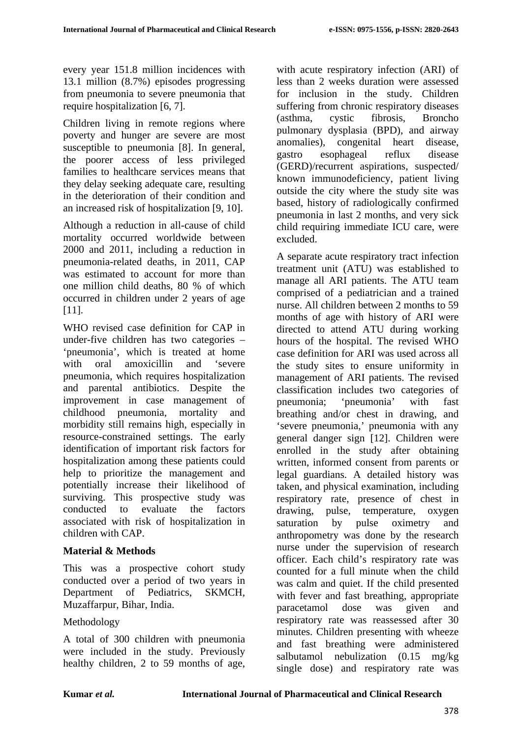every year 151.8 million incidences with 13.1 million (8.7%) episodes progressing from pneumonia to severe pneumonia that require hospitalization [6, 7].

Children living in remote regions where poverty and hunger are severe are most susceptible to pneumonia [8]. In general, the poorer access of less privileged families to healthcare services means that they delay seeking adequate care, resulting in the deterioration of their condition and an increased risk of hospitalization [9, 10].

Although a reduction in all-cause of child mortality occurred worldwide between 2000 and 2011, including a reduction in pneumonia-related deaths, in 2011, CAP was estimated to account for more than one million child deaths, 80 % of which occurred in children under 2 years of age [11].

WHO revised case definition for CAP in under-five children has two categories – 'pneumonia', which is treated at home with oral amoxicillin and 'severe pneumonia, which requires hospitalization and parental antibiotics. Despite the improvement in case management of childhood pneumonia, mortality and morbidity still remains high, especially in resource-constrained settings. The early identification of important risk factors for hospitalization among these patients could help to prioritize the management and potentially increase their likelihood of surviving. This prospective study was conducted to evaluate the factors associated with risk of hospitalization in children with CAP.

## Material & Methods

This was a prospective cohort study conducted over a period of two years in Department of Pediatrics, SKMCH, Muzaffarpur, Bihar, India.

### Methodology

A total of 300 children with pneumonia were included in the study. Previously healthy children, 2 to 59 months of age, with acute respiratory infection (ARI) of less than 2 weeks duration were assessed for inclusion in the study. Children suffering from chronic respiratory diseases (asthma, cystic fibrosis, Broncho pulmonary dysplasia (BPD), and airway anomalies), congenital heart disease, gastro esophageal reflux disease (GERD)/recurrent aspirations, suspected/ known immunodeficiency, patient living outside the city where the study site was based, history of radiologically confirmed pneumonia in last 2 months, and very sick child requiring immediate ICU care, were excluded.

A separate acute respiratory tract infection treatment unit (ATU) was established to manage all ARI patients. The ATU team comprised of a pediatrician and a trained nurse. All children between 2 months to 59 months of age with history of ARI were directed to attend ATU during working hours of the hospital. The revised WHO case definition for ARI was used across all the study sites to ensure uniformity in management of ARI patients. The revised classification includes two categories of pneumonia; 'pneumonia' with fast breathing and/or chest in drawing, and 'severe pneumonia,' pneumonia with any general danger sign [12]. Children were enrolled in the study after obtaining written, informed consent from parents or legal guardians. A detailed history was taken, and physical examination, including respiratory rate, presence of chest in drawing, pulse, temperature, oxygen saturation by pulse oximetry and anthropometry was done by the research nurse under the supervision of research officer. Each child's respiratory rate was counted for a full minute when the child was calm and quiet. If the child presented with fever and fast breathing, appropriate paracetamol dose was given and respiratory rate was reassessed after 30 minutes. Children presenting with wheeze and fast breathing were administered salbutamol nebulization (0.15 mg/kg single dose) and respiratory rate was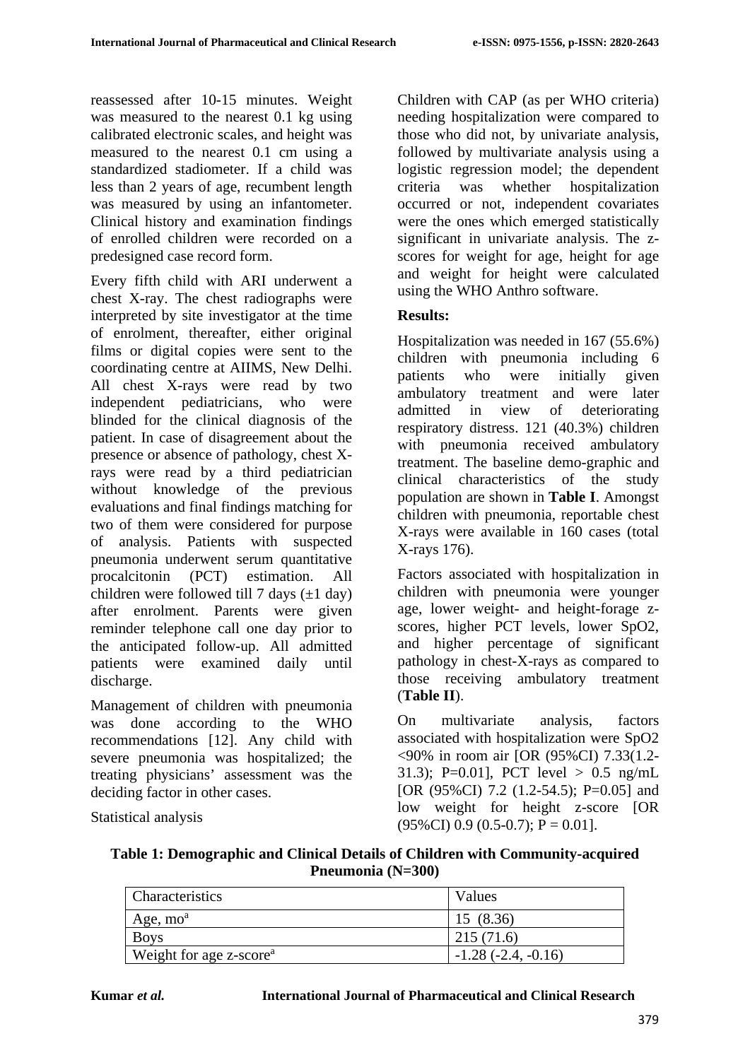reassessed after 10-15 minutes. Weight was measured to the nearest 0.1 kg using calibrated electronic scales, and height was measured to the nearest 0.1 cm using a standardized stadiometer. If a child was less than 2 years of age, recumbent length was measured by using an infantometer. Clinical history and examination findings of enrolled children were recorded on a predesigned case record form.

Every fifth child with ARI underwent a chest X-ray. The chest radiographs were interpreted by site investigator at the time of enrolment, thereafter, either original films or digital copies were sent to the coordinating centre at AIIMS, New Delhi. All chest X-rays were read by two independent pediatricians, who were blinded for the clinical diagnosis of the patient. In case of disagreement about the presence or absence of pathology, chest X-rays were read by a third pediatrician without knowledge of the previous evaluations and final findings matching for two of them were considered for purpose of analysis. Patients with suspected pneumonia underwent serum quantitative procalcitonin (PCT) estimation. All children were followed till 7 days (±1 day) after enrolment. Parents were given reminder telephone call one day prior to the anticipated follow-up. All admitted patients were examined daily until discharge.

Management of children with pneumonia was done according to the WHO recommendations [12]. Any child with severe pneumonia was hospitalized; the treating physicians' assessment was the deciding factor in other cases.

Statistical analysis

Children with CAP (as per WHO criteria) needing hospitalization were compared to those who did not, by univariate analysis, followed by multivariate analysis using a logistic regression model; the dependent criteria was whether hospitalization occurred or not, independent covariates were the ones which emerged statistically significant in univariate analysis. The z-scores for weight for age, height for age and weight for height were calculated using the WHO Anthro software.

**Results:**

Hospitalization was needed in 167 (55.6%) children with pneumonia including 6 patients who were initially given ambulatory treatment and were later admitted in view of deteriorating respiratory distress. 121 (40.3%) children with pneumonia received ambulatory treatment. The baseline demo-graphic and clinical characteristics of the study population are shown in **Table I**. Amongst children with pneumonia, reportable chest X-rays were available in 160 cases (total X-rays 176).

Factors associated with hospitalization in children with pneumonia were younger age, lower weight- and height-forage z-scores, higher PCT levels, lower SpO2, and higher percentage of significant pathology in chest-X-rays as compared to those receiving ambulatory treatment (**Table II**).

On multivariate analysis, factors associated with hospitalization were SpO2 <90% in room air [OR (95%CI) 7.33(1.2-31.3); P=0.01], PCT level > 0.5 ng/mL [OR (95%CI) 7.2 (1.2-54.5); P=0.05] and low weight for height z-score [OR (95%CI) 0.9 (0.5-0.7); P = 0.01].

**Table 1: Demographic and Clinical Details of Children with Community-acquired Pneumonia (N=300)**

| Characteristics | Values |
|---|---|
| Age, mo[a] | 15 (8.36) |
| Boys | 215 (71.6) |
| Weight for age z-score[a] | -1.28 (-2.4, -0.16) |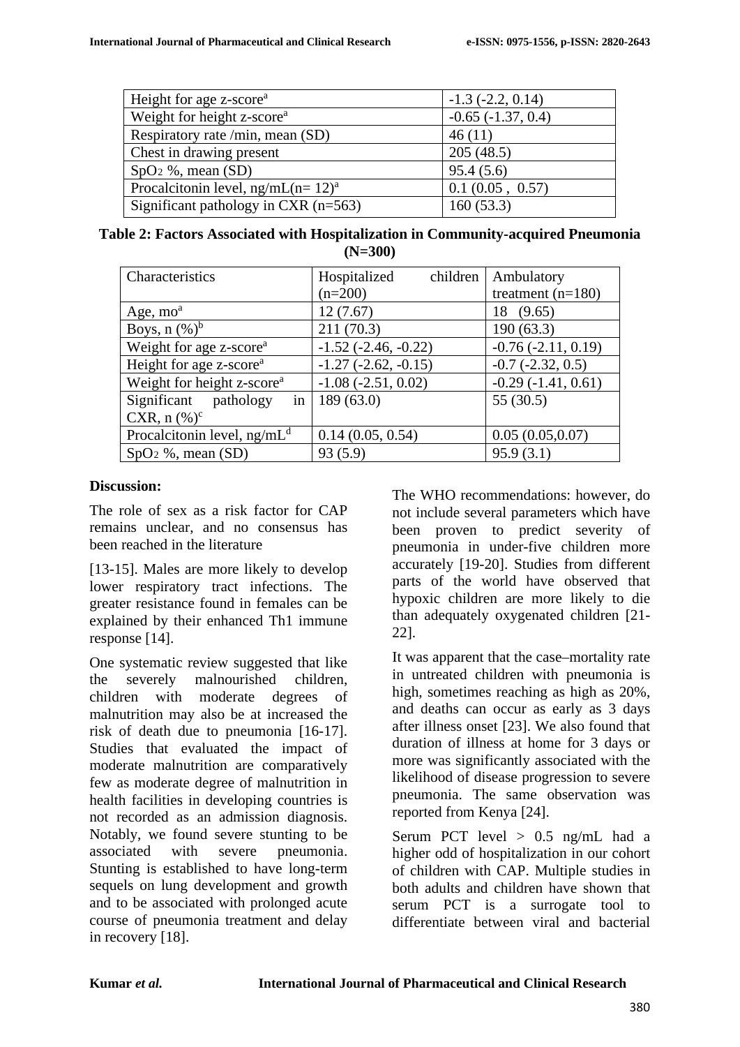| | |
|---|---|
| Height for age z-score[a] | -1.3 (-2.2, 0.14) |
| Weight for height z-score[a] | -0.65 (-1.37, 0.4) |
| Respiratory rate /min, mean (SD) | 46 (11) |
| Chest in drawing present | 205 (48.5) |
| $SpO_2$ %, mean (SD) | 95.4 (5.6) |
| Procalcitonin level, ng/mL(n= 12)[a] | 0.1 (0.05 , 0.57) |
| Significant pathology in CXR (n=563) | 160 (53.3) |

**Table 2: Factors Associated with Hospitalization in Community-acquired Pneumonia (N=300)**

| Characteristics | Hospitalized children (n=200) | Ambulatory treatment (n=180) |
|---|---|---|
| Age, mo[a] | 12 (7.67) | 18 (9.65) |
| Boys, n (%)[b] | 211 (70.3) | 190 (63.3) |
| Weight for age z-score[a] | -1.52 (-2.46, -0.22) | -0.76 (-2.11, 0.19) |
| Height for age z-score[a] | -1.27 (-2.62, -0.15) | -0.7 (-2.32, 0.5) |
| Weight for height z-score[a] | -1.08 (-2.51, 0.02) | -0.29 (-1.41, 0.61) |
| Significant pathology in CXR, n (%)[c] | 189 (63.0) | 55 (30.5) |
| Procalcitonin level, ng/mL[d] | 0.14 (0.05, 0.54) | 0.05 (0.05,0.07) |
| $SpO_2$ %, mean (SD) | 93 (5.9) | 95.9 (3.1) |

**Discussion:**

The role of sex as a risk factor for CAP remains unclear, and no consensus has been reached in the literature

[13-15]. Males are more likely to develop lower respiratory tract infections. The greater resistance found in females can be explained by their enhanced Th1 immune response [14].

One systematic review suggested that like the severely malnourished children, children with moderate degrees of malnutrition may also be at increased the risk of death due to pneumonia [16-17]. Studies that evaluated the impact of moderate malnutrition are comparatively few as moderate degree of malnutrition in health facilities in developing countries is not recorded as an admission diagnosis. Notably, we found severe stunting to be associated with severe pneumonia. Stunting is established to have long-term sequels on lung development and growth and to be associated with prolonged acute course of pneumonia treatment and delay in recovery [18].

The WHO recommendations: however, do not include several parameters which have been proven to predict severity of pneumonia in under-five children more accurately [19-20]. Studies from different parts of the world have observed that hypoxic children are more likely to die than adequately oxygenated children [21-22].

It was apparent that the case–mortality rate in untreated children with pneumonia is high, sometimes reaching as high as 20%, and deaths can occur as early as 3 days after illness onset [23]. We also found that duration of illness at home for 3 days or more was significantly associated with the likelihood of disease progression to severe pneumonia. The same observation was reported from Kenya [24].

Serum PCT level > 0.5 ng/mL had a higher odd of hospitalization in our cohort of children with CAP. Multiple studies in both adults and children have shown that serum PCT is a surrogate tool to differentiate between viral and bacterial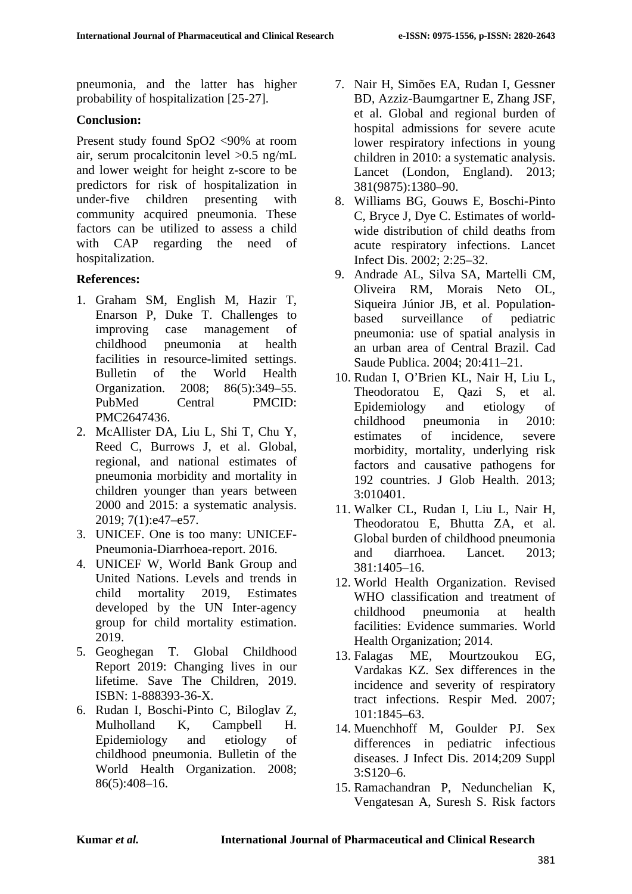pneumonia, and the latter has higher probability of hospitalization [25-27].

## Conclusion:

Present study found SpO2 <90% at room air, serum procalcitonin level >0.5 ng/mL and lower weight for height z-score to be predictors for risk of hospitalization in under-five children presenting with community acquired pneumonia. These factors can be utilized to assess a child with CAP regarding the need of hospitalization.

## References:

1. Graham SM, English M, Hazir T, Enarson P, Duke T. Challenges to improving case management of childhood pneumonia at health facilities in resource-limited settings. Bulletin of the World Health Organization. 2008; 86(5):349–55. PubMed Central PMCID: PMC2647436.
2. McAllister DA, Liu L, Shi T, Chu Y, Reed C, Burrows J, et al. Global, regional, and national estimates of pneumonia morbidity and mortality in children younger than years between 2000 and 2015: a systematic analysis. 2019; 7(1):e47–e57.
3. UNICEF. One is too many: UNICEF-Pneumonia-Diarrhoea-report. 2016.
4. UNICEF W, World Bank Group and United Nations. Levels and trends in child mortality 2019, Estimates developed by the UN Inter-agency group for child mortality estimation. 2019.
5. Geoghegan T. Global Childhood Report 2019: Changing lives in our lifetime. Save The Children, 2019. ISBN: 1-888393-36-X.
6. Rudan I, Boschi-Pinto C, Biloglav Z, Mulholland K, Campbell H. Epidemiology and etiology of childhood pneumonia. Bulletin of the World Health Organization. 2008; 86(5):408–16.
7. Nair H, Simões EA, Rudan I, Gessner BD, Azziz-Baumgartner E, Zhang JSF, et al. Global and regional burden of hospital admissions for severe acute lower respiratory infections in young children in 2010: a systematic analysis. Lancet (London, England). 2013; 381(9875):1380–90.
8. Williams BG, Gouws E, Boschi-Pinto C, Bryce J, Dye C. Estimates of world-wide distribution of child deaths from acute respiratory infections. Lancet Infect Dis. 2002; 2:25–32.
9. Andrade AL, Silva SA, Martelli CM, Oliveira RM, Morais Neto OL, Siqueira Júnior JB, et al. Population-based surveillance of pediatric pneumonia: use of spatial analysis in an urban area of Central Brazil. Cad Saude Publica. 2004; 20:411–21.
10. Rudan I, O'Brien KL, Nair H, Liu L, Theodoratou E, Qazi S, et al. Epidemiology and etiology of childhood pneumonia in 2010: estimates of incidence, severe morbidity, mortality, underlying risk factors and causative pathogens for 192 countries. J Glob Health. 2013; 3:010401.
11. Walker CL, Rudan I, Liu L, Nair H, Theodoratou E, Bhutta ZA, et al. Global burden of childhood pneumonia and diarrhoea. Lancet. 2013; 381:1405–16.
12. World Health Organization. Revised WHO classification and treatment of childhood pneumonia at health facilities: Evidence summaries. World Health Organization; 2014.
13. Falagas ME, Mourtzoukou EG, Vardakas KZ. Sex differences in the incidence and severity of respiratory tract infections. Respir Med. 2007; 101:1845–63.
14. Muenchhoff M, Goulder PJ. Sex differences in pediatric infectious diseases. J Infect Dis. 2014;209 Suppl 3:S120–6.
15. Ramachandran P, Nedunchelian K, Vengatesan A, Suresh S. Risk factors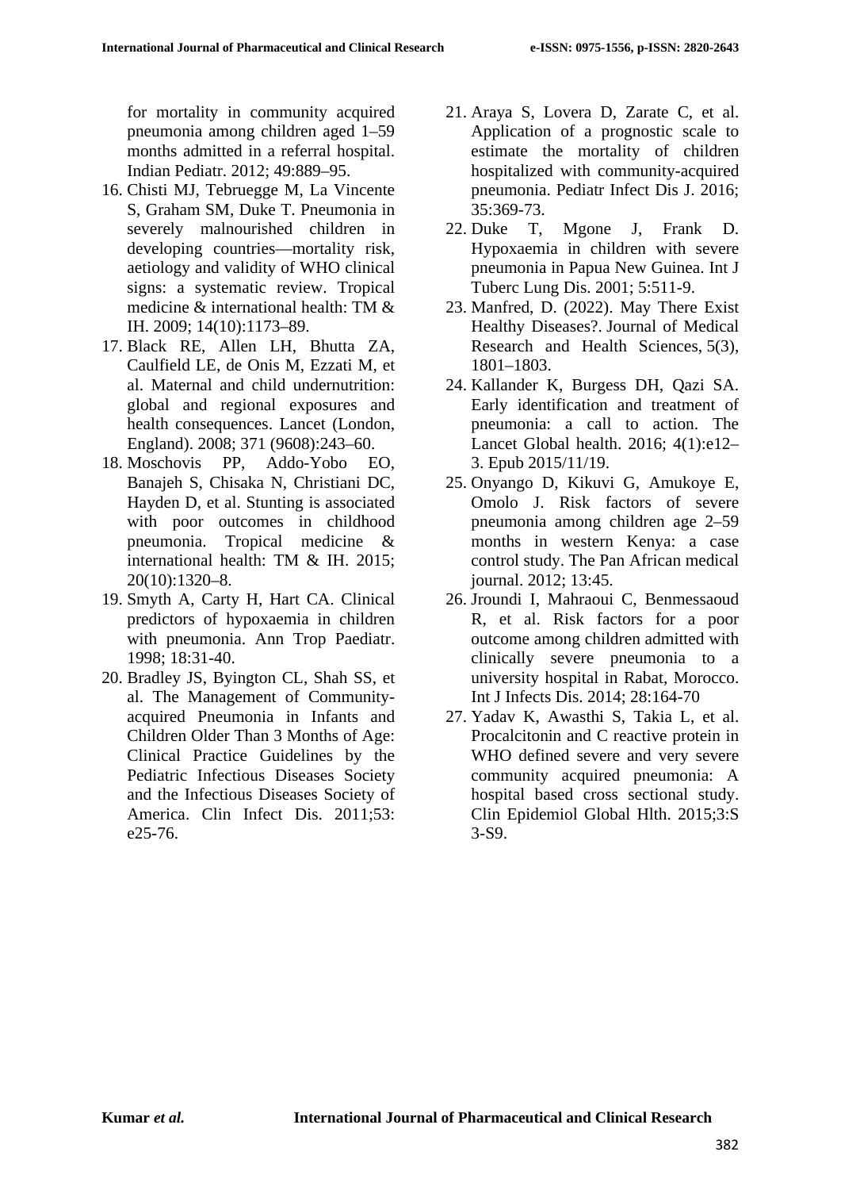for mortality in community acquired pneumonia among children aged 1–59 months admitted in a referral hospital. Indian Pediatr. 2012; 49:889–95.

16. Chisti MJ, Tebruegge M, La Vincente S, Graham SM, Duke T. Pneumonia in severely malnourished children in developing countries—mortality risk, aetiology and validity of WHO clinical signs: a systematic review. Tropical medicine & international health: TM & IH. 2009; 14(10):1173–89.
17. Black RE, Allen LH, Bhutta ZA, Caulfield LE, de Onis M, Ezzati M, et al. Maternal and child undernutrition: global and regional exposures and health consequences. Lancet (London, England). 2008; 371 (9608):243–60.
18. Moschovis PP, Addo-Yobo EO, Banajeh S, Chisaka N, Christiani DC, Hayden D, et al. Stunting is associated with poor outcomes in childhood pneumonia. Tropical medicine & international health: TM & IH. 2015; 20(10):1320–8.
19. Smyth A, Carty H, Hart CA. Clinical predictors of hypoxaemia in children with pneumonia. Ann Trop Paediatr. 1998; 18:31-40.
20. Bradley JS, Byington CL, Shah SS, et al. The Management of Community-acquired Pneumonia in Infants and Children Older Than 3 Months of Age: Clinical Practice Guidelines by the Pediatric Infectious Diseases Society and the Infectious Diseases Society of America. Clin Infect Dis. 2011;53: e25-76.
21. Araya S, Lovera D, Zarate C, et al. Application of a prognostic scale to estimate the mortality of children hospitalized with community-acquired pneumonia. Pediatr Infect Dis J. 2016; 35:369-73.
22. Duke T, Mgone J, Frank D. Hypoxaemia in children with severe pneumonia in Papua New Guinea. Int J Tuberc Lung Dis. 2001; 5:511-9.
23. Manfred, D. (2022). May There Exist Healthy Diseases?. Journal of Medical Research and Health Sciences, 5(3), 1801–1803.
24. Kallander K, Burgess DH, Qazi SA. Early identification and treatment of pneumonia: a call to action. The Lancet Global health. 2016; 4(1):e12–3. Epub 2015/11/19.
25. Onyango D, Kikuvi G, Amukoye E, Omolo J. Risk factors of severe pneumonia among children age 2–59 months in western Kenya: a case control study. The Pan African medical journal. 2012; 13:45.
26. Jroundi I, Mahraoui C, Benmessaoud R, et al. Risk factors for a poor outcome among children admitted with clinically severe pneumonia to a university hospital in Rabat, Morocco. Int J Infects Dis. 2014; 28:164-70
27. Yadav K, Awasthi S, Takia L, et al. Procalcitonin and C reactive protein in WHO defined severe and very severe community acquired pneumonia: A hospital based cross sectional study. Clin Epidemiol Global Hlth. 2015;3:S 3-S9.